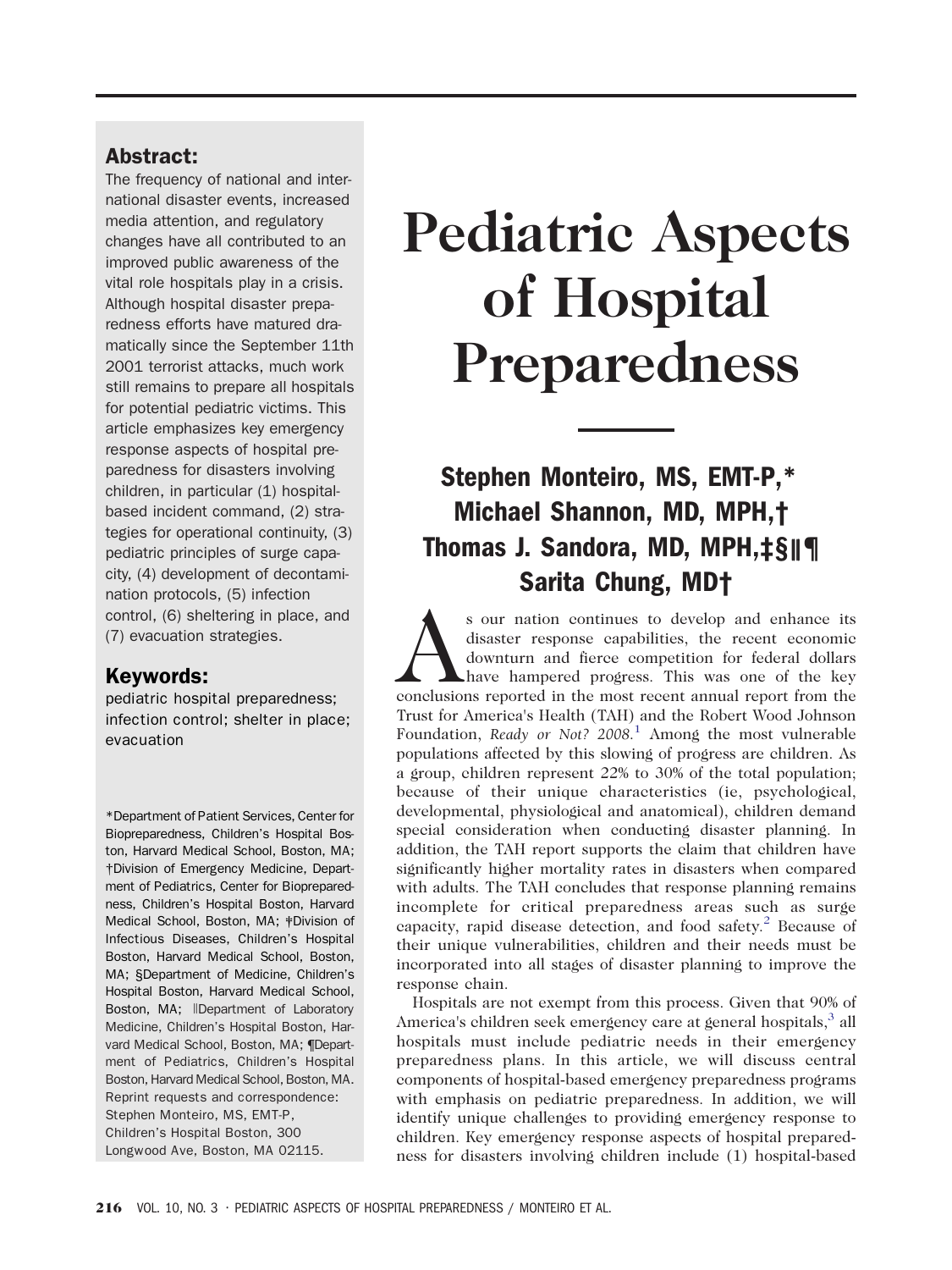# Pediatric Aspects of Hospital Preparedness

**Stephen Monteiro, MS, EMT-P,*
Michael Shannon, MD, MPH,†
Thomas J. Sandora, MD, MPH,‡§‖¶
Sarita Chung, MD†**

## Abstract:

The frequency of national and international disaster events, increased media attention, and regulatory changes have all contributed to an improved public awareness of the vital role hospitals play in a crisis. Although hospital disaster preparedness efforts have matured dramatically since the September 11th 2001 terrorist attacks, much work still remains to prepare all hospitals for potential pediatric victims. This article emphasizes key emergency response aspects of hospital preparedness for disasters involving children, in particular (1) hospital-based incident command, (2) strategies for operational continuity, (3) pediatric principles of surge capacity, (4) development of decontamination protocols, (5) infection control, (6) sheltering in place, and (7) evacuation strategies.

## Keywords:

pediatric hospital preparedness; infection control; shelter in place; evacuation

*Department of Patient Services, Center for Biopreparedness, Children's Hospital Boston, Harvard Medical School, Boston, MA; †Division of Emergency Medicine, Department of Pediatrics, Center for Biopreparedness, Children's Hospital Boston, Harvard Medical School, Boston, MA; ‡Division of Infectious Diseases, Children's Hospital Boston, Harvard Medical School, Boston, MA; §Department of Medicine, Children's Hospital Boston, Harvard Medical School, Boston, MA; ‖Department of Laboratory Medicine, Children's Hospital Boston, Harvard Medical School, Boston, MA; ¶Department of Pediatrics, Children's Hospital Boston, Harvard Medical School, Boston, MA.
Reprint requests and correspondence: Stephen Monteiro, MS, EMT-P, Children's Hospital Boston, 300 Longwood Ave, Boston, MA 02115.

As our nation continues to develop and enhance its disaster response capabilities, the recent economic downturn and fierce competition for federal dollars have hampered progress. This was one of the key conclusions reported in the most recent annual report from the Trust for America's Health (TAH) and the Robert Wood Johnson Foundation, *Ready or Not? 2008*.[1] Among the most vulnerable populations affected by this slowing of progress are children. As a group, children represent 22% to 30% of the total population; because of their unique characteristics (ie, psychological, developmental, physiological and anatomical), children demand special consideration when conducting disaster planning. In addition, the TAH report supports the claim that children have significantly higher mortality rates in disasters when compared with adults. The TAH concludes that response planning remains incomplete for critical preparedness areas such as surge capacity, rapid disease detection, and food safety.[2] Because of their unique vulnerabilities, children and their needs must be incorporated into all stages of disaster planning to improve the response chain.

Hospitals are not exempt from this process. Given that 90% of America's children seek emergency care at general hospitals,[3] all hospitals must include pediatric needs in their emergency preparedness plans. In this article, we will discuss central components of hospital-based emergency preparedness programs with emphasis on pediatric preparedness. In addition, we will identify unique challenges to providing emergency response to children. Key emergency response aspects of hospital preparedness for disasters involving children include (1) hospital-based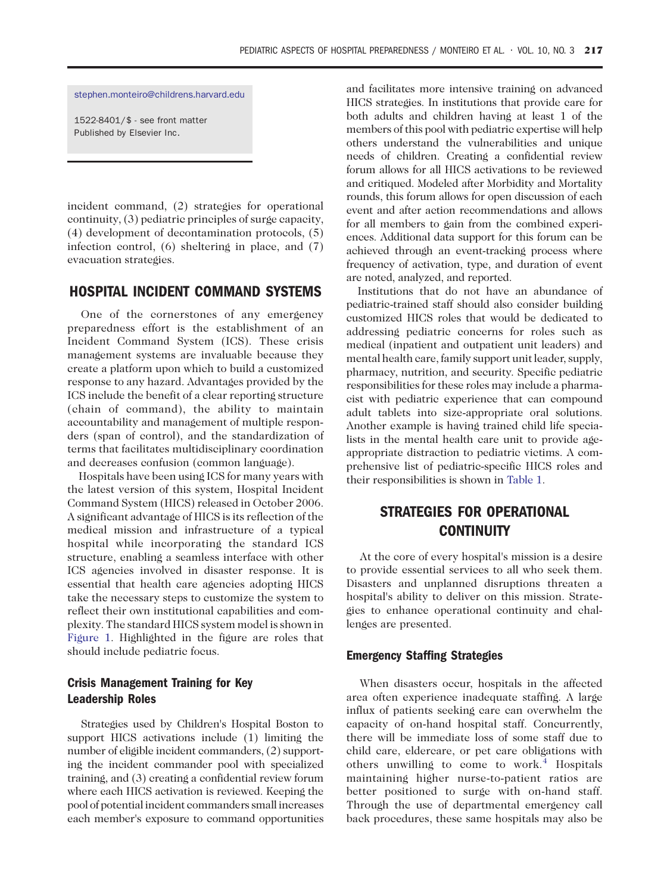stephen.monteiro@childrens.harvard.edu

1522-8401/$ - see front matter
Published by Elsevier Inc.

incident command, (2) strategies for operational continuity, (3) pediatric principles of surge capacity, (4) development of decontamination protocols, (5) infection control, (6) sheltering in place, and (7) evacuation strategies.

## HOSPITAL INCIDENT COMMAND SYSTEMS

One of the cornerstones of any emergency preparedness effort is the establishment of an Incident Command System (ICS). These crisis management systems are invaluable because they create a platform upon which to build a customized response to any hazard. Advantages provided by the ICS include the benefit of a clear reporting structure (chain of command), the ability to maintain accountability and management of multiple responders (span of control), and the standardization of terms that facilitates multidisciplinary coordination and decreases confusion (common language).

Hospitals have been using ICS for many years with the latest version of this system, Hospital Incident Command System (HICS) released in October 2006. A significant advantage of HICS is its reflection of the medical mission and infrastructure of a typical hospital while incorporating the standard ICS structure, enabling a seamless interface with other ICS agencies involved in disaster response. It is essential that health care agencies adopting HICS take the necessary steps to customize the system to reflect their own institutional capabilities and complexity. The standard HICS system model is shown in Figure 1. Highlighted in the figure are roles that should include pediatric focus.

### Crisis Management Training for Key Leadership Roles

Strategies used by Children's Hospital Boston to support HICS activations include (1) limiting the number of eligible incident commanders, (2) supporting the incident commander pool with specialized training, and (3) creating a confidential review forum where each HICS activation is reviewed. Keeping the pool of potential incident commanders small increases each member's exposure to command opportunities and facilitates more intensive training on advanced HICS strategies. In institutions that provide care for both adults and children having at least 1 of the members of this pool with pediatric expertise will help others understand the vulnerabilities and unique needs of children. Creating a confidential review forum allows for all HICS activations to be reviewed and critiqued. Modeled after Morbidity and Mortality rounds, this forum allows for open discussion of each event and after action recommendations and allows for all members to gain from the combined experiences. Additional data support for this forum can be achieved through an event-tracking process where frequency of activation, type, and duration of event are noted, analyzed, and reported.

Institutions that do not have an abundance of pediatric-trained staff should also consider building customized HICS roles that would be dedicated to addressing pediatric concerns for roles such as medical (inpatient and outpatient unit leaders) and mental health care, family support unit leader, supply, pharmacy, nutrition, and security. Specific pediatric responsibilities for these roles may include a pharmacist with pediatric experience that can compound adult tablets into size-appropriate oral solutions. Another example is having trained child life specialists in the mental health care unit to provide age-appropriate distraction to pediatric victims. A comprehensive list of pediatric-specific HICS roles and their responsibilities is shown in Table 1.

## STRATEGIES FOR OPERATIONAL CONTINUITY

At the core of every hospital's mission is a desire to provide essential services to all who seek them. Disasters and unplanned disruptions threaten a hospital's ability to deliver on this mission. Strategies to enhance operational continuity and challenges are presented.

### Emergency Staffing Strategies

When disasters occur, hospitals in the affected area often experience inadequate staffing. A large influx of patients seeking care can overwhelm the capacity of on-hand hospital staff. Concurrently, there will be immediate loss of some staff due to child care, eldercare, or pet care obligations with others unwilling to come to work.[4] Hospitals maintaining higher nurse-to-patient ratios are better positioned to surge with on-hand staff. Through the use of departmental emergency call back procedures, these same hospitals may also be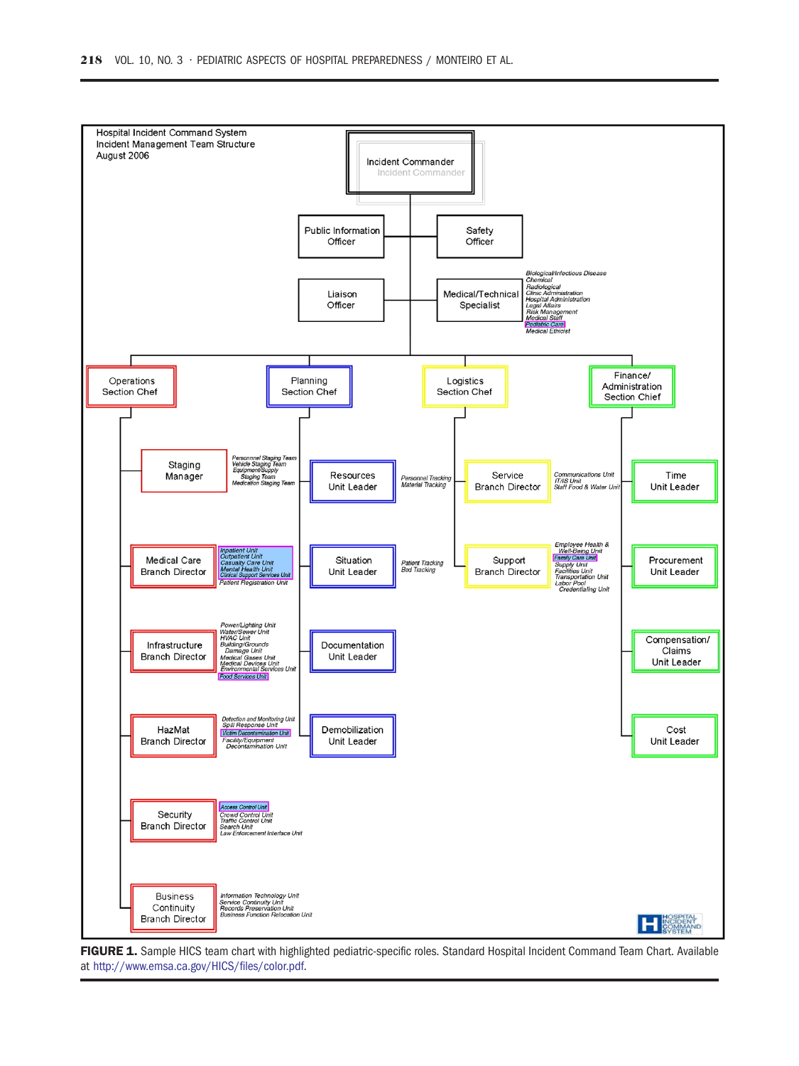Hospital Incident Command System
Incident Management Team Structure
August 2006

- Incident Commander
  - Public Information Officer
  - Safety Officer
  - Liaison Officer
  - Medical/Technical Specialist
    - Biological/Infectious Disease
    - Chemical
    - Radiological
    - Clinic Administration
    - Hospital Administration
    - Legal Affairs
    - Risk Management
    - Medical Staff
    - Pediatric Care
    - Medical Ethicist
  - Operations Section Chief
    - Staging Manager
      - Personnel Staging Team
      - Vehicle Staging Team
      - Equipment/Supply Staging Team
      - Medication Staging Team
    - Medical Care Branch Director
      - Inpatient Unit
      - Outpatient Unit
      - Casualty Care Unit
      - Mental Health Unit
      - Clinical Support Services Unit
      - Patient Registration Unit
    - Infrastructure Branch Director
      - Power/Lighting Unit
      - Water/Sewer Unit
      - HVAC Unit
      - Building/Grounds Damage Unit
      - Medical Gases Unit
      - Medical Devices Unit
      - Environmental Services Unit
      - Food Services Unit
    - HazMat Branch Director
      - Detection and Monitoring Unit
      - Spill Response Unit
      - Victim Decontamination Unit
      - Facility/Equipment Decontamination Unit
    - Security Branch Director
      - Access Control Unit
      - Crowd Control Unit
      - Traffic Control Unit
      - Search Unit
      - Law Enforcement Interface Unit
    - Business Continuity Branch Director
      - Information Technology Unit
      - Service Continuity Unit
      - Records Preservation Unit
      - Business Function Relocation Unit
  - Planning Section Chief
    - Resources Unit Leader
      - Personnel Tracking
      - Material Tracking
    - Situation Unit Leader
      - Patient Tracking
      - Bed Tracking
    - Documentation Unit Leader
    - Demobilization Unit Leader
  - Logistics Section Chief
    - Service Branch Director
      - Communications Unit
      - IT/IS Unit
      - Staff Food & Water Unit
    - Support Branch Director
      - Employee Health & Well-Being Unit
      - Family Care Unit
      - Supply Unit
      - Facilities Unit
      - Transportation Unit
      - Labor Pool Credentialing Unit
  - Finance/Administration Section Chief
    - Time Unit Leader
    - Procurement Unit Leader
    - Compensation/Claims Unit Leader
    - Cost Unit Leader

HOSPITAL INCIDENT COMMAND SYSTEM

**FIGURE 1.** Sample HICS team chart with highlighted pediatric-specific roles. Standard Hospital Incident Command Team Chart. Available at http://www.emsa.ca.gov/HICS/files/color.pdf.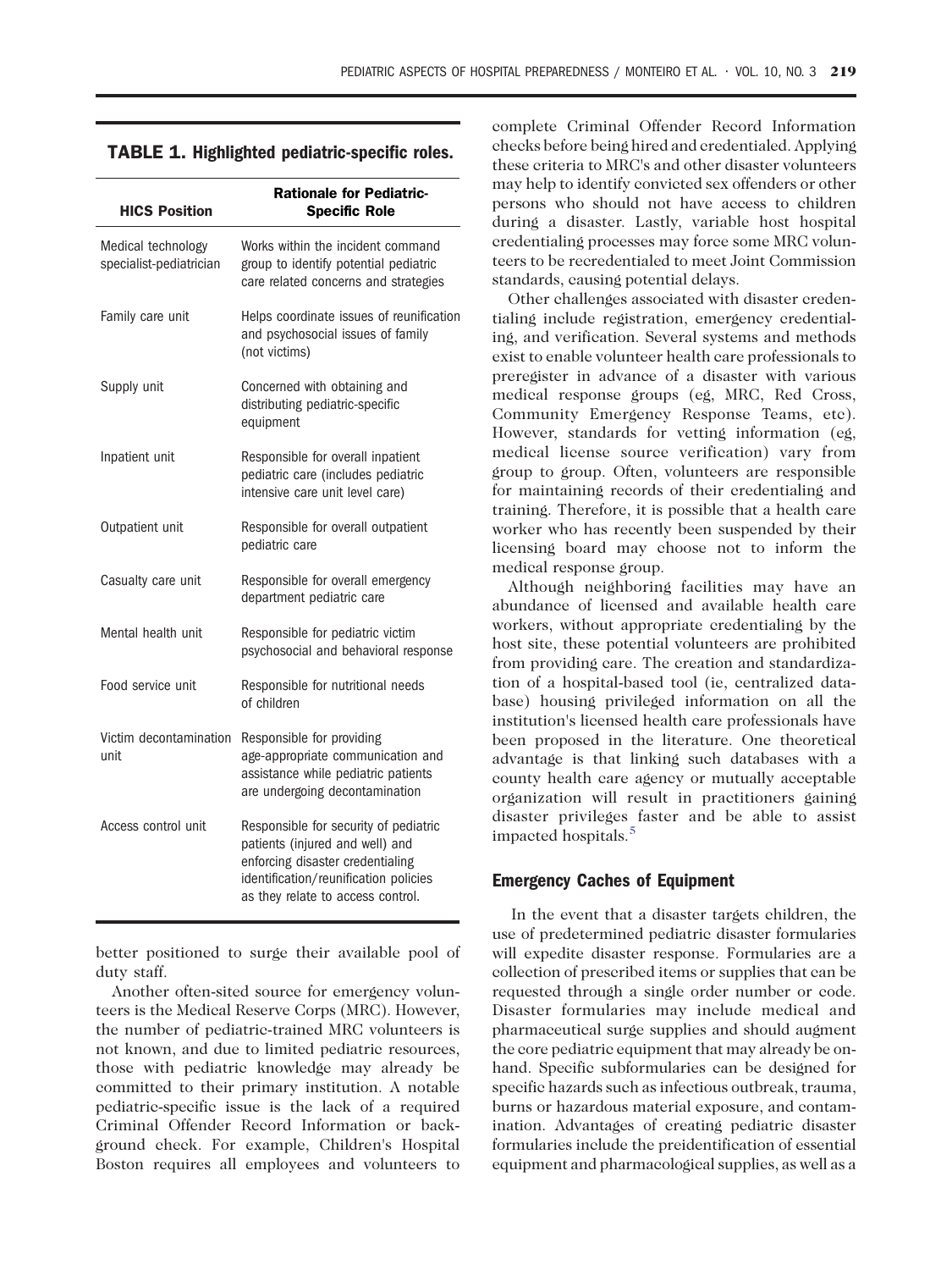**TABLE 1. Highlighted pediatric-specific roles.**

| HICS Position | Rationale for Pediatric-Specific Role |
|---|---|
| Medical technology specialist-pediatrician | Works within the incident command group to identify potential pediatric care related concerns and strategies |
| Family care unit | Helps coordinate issues of reunification and psychosocial issues of family (not victims) |
| Supply unit | Concerned with obtaining and distributing pediatric-specific equipment |
| Inpatient unit | Responsible for overall inpatient pediatric care (includes pediatric intensive care unit level care) |
| Outpatient unit | Responsible for overall outpatient pediatric care |
| Casualty care unit | Responsible for overall emergency department pediatric care |
| Mental health unit | Responsible for pediatric victim psychosocial and behavioral response |
| Food service unit | Responsible for nutritional needs of children |
| Victim decontamination unit | Responsible for providing age-appropriate communication and assistance while pediatric patients are undergoing decontamination |
| Access control unit | Responsible for security of pediatric patients (injured and well) and enforcing disaster credentialing identification/reunification policies as they relate to access control. |

better positioned to surge their available pool of duty staff.

Another often-sited source for emergency volunteers is the Medical Reserve Corps (MRC). However, the number of pediatric-trained MRC volunteers is not known, and due to limited pediatric resources, those with pediatric knowledge may already be committed to their primary institution. A notable pediatric-specific issue is the lack of a required Criminal Offender Record Information or background check. For example, Children's Hospital Boston requires all employees and volunteers to complete Criminal Offender Record Information checks before being hired and credentialed. Applying these criteria to MRC's and other disaster volunteers may help to identify convicted sex offenders or other persons who should not have access to children during a disaster. Lastly, variable host hospital credentialing processes may force some MRC volunteers to be recredentialed to meet Joint Commission standards, causing potential delays.

Other challenges associated with disaster credentialing include registration, emergency credentialing, and verification. Several systems and methods exist to enable volunteer health care professionals to preregister in advance of a disaster with various medical response groups (eg, MRC, Red Cross, Community Emergency Response Teams, etc). However, standards for vetting information (eg, medical license source verification) vary from group to group. Often, volunteers are responsible for maintaining records of their credentialing and training. Therefore, it is possible that a health care worker who has recently been suspended by their licensing board may choose not to inform the medical response group.

Although neighboring facilities may have an abundance of licensed and available health care workers, without appropriate credentialing by the host site, these potential volunteers are prohibited from providing care. The creation and standardization of a hospital-based tool (ie, centralized database) housing privileged information on all the institution's licensed health care professionals have been proposed in the literature. One theoretical advantage is that linking such databases with a county health care agency or mutually acceptable organization will result in practitioners gaining disaster privileges faster and be able to assist impacted hospitals.[5]

### Emergency Caches of Equipment

In the event that a disaster targets children, the use of predetermined pediatric disaster formularies will expedite disaster response. Formularies are a collection of prescribed items or supplies that can be requested through a single order number or code. Disaster formularies may include medical and pharmaceutical surge supplies and should augment the core pediatric equipment that may already be on-hand. Specific subformularies can be designed for specific hazards such as infectious outbreak, trauma, burns or hazardous material exposure, and contamination. Advantages of creating pediatric disaster formularies include the preidentification of essential equipment and pharmacological supplies, as well as a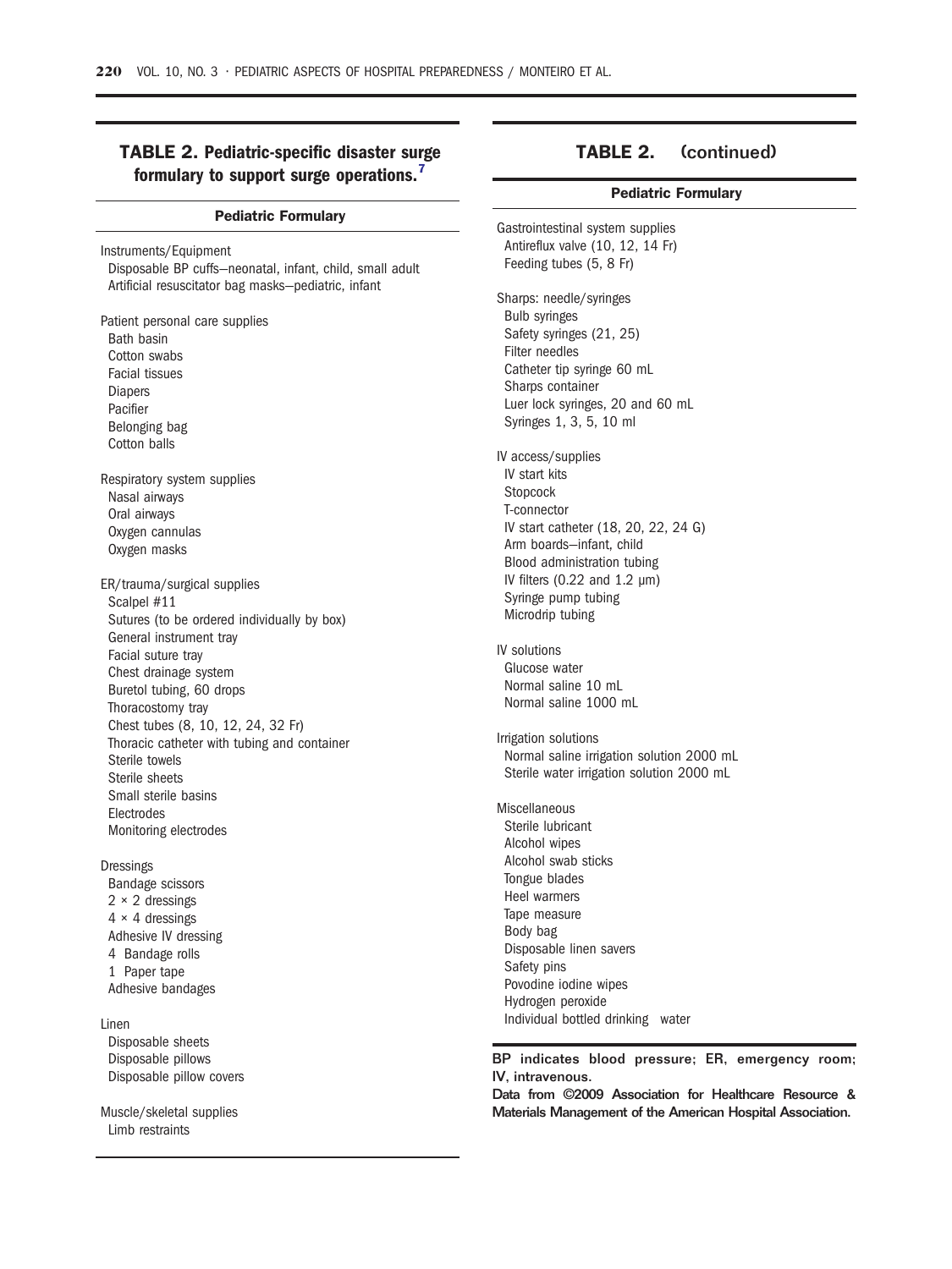**TABLE 2. Pediatric-specific disaster surge formulary to support surge operations.[7]**

| Pediatric Formulary |
| --- |
| Instruments/Equipment |
| Disposable BP cuffs—neonatal, infant, child, small adult |
| Artificial resuscitator bag masks—pediatric, infant |
| Patient personal care supplies |
| Bath basin |
| Cotton swabs |
| Facial tissues |
| Diapers |
| Pacifier |
| Belonging bag |
| Cotton balls |
| Respiratory system supplies |
| Nasal airways |
| Oral airways |
| Oxygen cannulas |
| Oxygen masks |
| ER/trauma/surgical supplies |
| Scalpel #11 |
| Sutures (to be ordered individually by box) |
| General instrument tray |
| Facial suture tray |
| Chest drainage system |
| Buretol tubing, 60 drops |
| Thoracostomy tray |
| Chest tubes (8, 10, 12, 24, 32 Fr) |
| Thoracic catheter with tubing and container |
| Sterile towels |
| Sterile sheets |
| Small sterile basins |
| Electrodes |
| Monitoring electrodes |
| Dressings |
| Bandage scissors |
| 2 × 2 dressings |
| 4 × 4 dressings |
| Adhesive IV dressing |
| 4 Bandage rolls |
| 1 Paper tape |
| Adhesive bandages |
| Linen |
| Disposable sheets |
| Disposable pillows |
| Disposable pillow covers |
| Muscle/skeletal supplies |
| Limb restraints |
| Gastrointestinal system supplies |
| Antireflux valve (10, 12, 14 Fr) |
| Feeding tubes (5, 8 Fr) |
| Sharps: needle/syringes |
| Bulb syringes |
| Safety syringes (21, 25) |
| Filter needles |
| Catheter tip syringe 60 mL |
| Sharps container |
| Luer lock syringes, 20 and 60 mL |
| Syringes 1, 3, 5, 10 ml |
| IV access/supplies |
| IV start kits |
| Stopcock |
| T-connector |
| IV start catheter (18, 20, 22, 24 G) |
| Arm boards—infant, child |
| Blood administration tubing |
| IV filters (0.22 and 1.2 μm) |
| Syringe pump tubing |
| Microdrip tubing |
| IV solutions |
| Glucose water |
| Normal saline 10 mL |
| Normal saline 1000 mL |
| Irrigation solutions |
| Normal saline irrigation solution 2000 mL |
| Sterile water irrigation solution 2000 mL |
| Miscellaneous |
| Sterile lubricant |
| Alcohol wipes |
| Alcohol swab sticks |
| Tongue blades |
| Heel warmers |
| Tape measure |
| Body bag |
| Disposable linen savers |
| Safety pins |
| Povodine iodine wipes |
| Hydrogen peroxide |
| Individual bottled drinking water |

BP indicates blood pressure; ER, emergency room; IV, intravenous.

Data from ©2009 Association for Healthcare Resource & Materials Management of the American Hospital Association.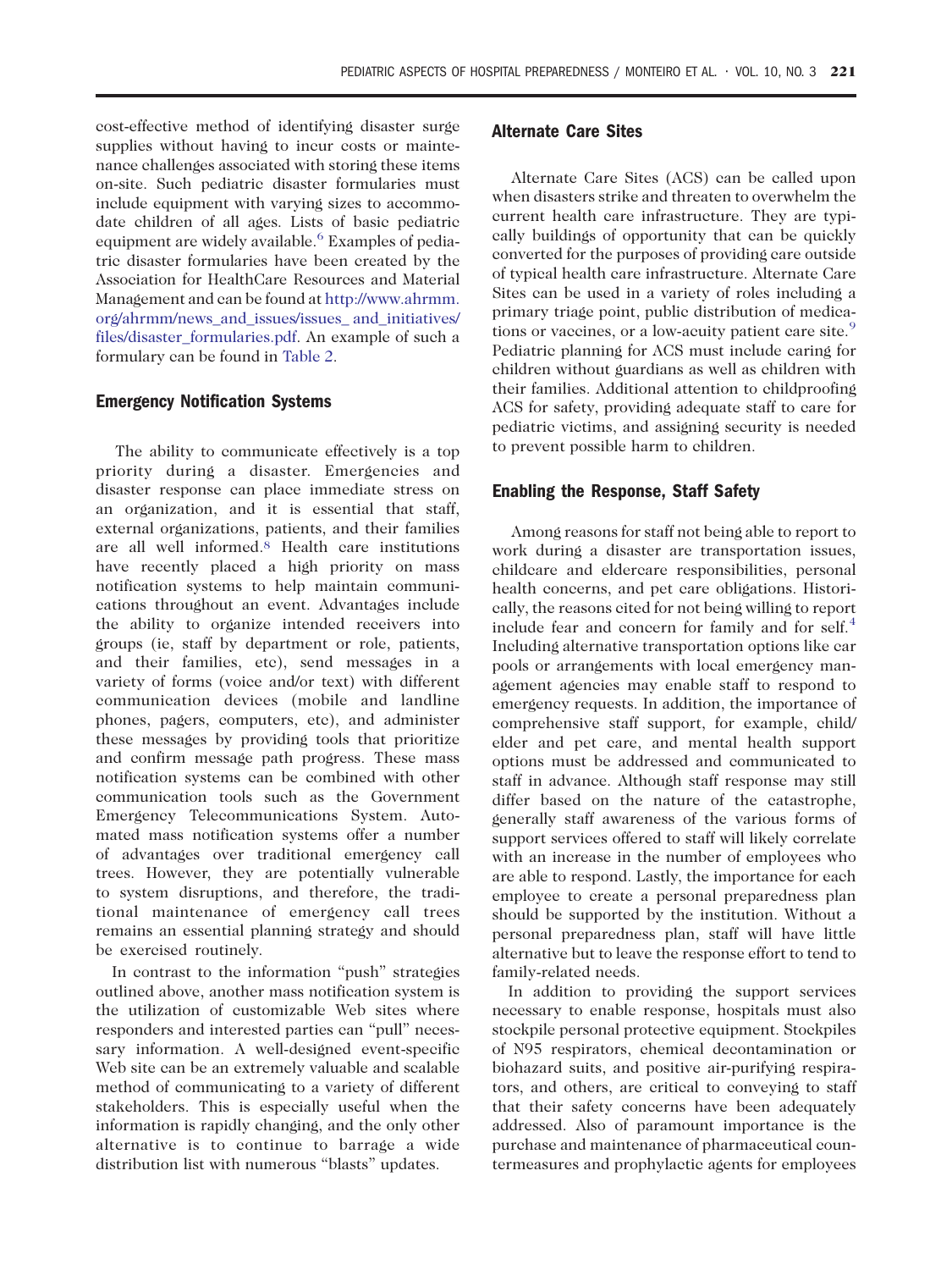cost-effective method of identifying disaster surge supplies without having to incur costs or maintenance challenges associated with storing these items on-site. Such pediatric disaster formularies must include equipment with varying sizes to accommodate children of all ages. Lists of basic pediatric equipment are widely available.[6] Examples of pediatric disaster formularies have been created by the Association for HealthCare Resources and Material Management and can be found at http://www.ahrmm.org/ahrmm/news_and_issues/issues_ and_initiatives/files/disaster_formularies.pdf. An example of such a formulary can be found in Table 2.

## Emergency Notification Systems

The ability to communicate effectively is a top priority during a disaster. Emergencies and disaster response can place immediate stress on an organization, and it is essential that staff, external organizations, patients, and their families are all well informed.[8] Health care institutions have recently placed a high priority on mass notification systems to help maintain communications throughout an event. Advantages include the ability to organize intended receivers into groups (ie, staff by department or role, patients, and their families, etc), send messages in a variety of forms (voice and/or text) with different communication devices (mobile and landline phones, pagers, computers, etc), and administer these messages by providing tools that prioritize and confirm message path progress. These mass notification systems can be combined with other communication tools such as the Government Emergency Telecommunications System. Automated mass notification systems offer a number of advantages over traditional emergency call trees. However, they are potentially vulnerable to system disruptions, and therefore, the traditional maintenance of emergency call trees remains an essential planning strategy and should be exercised routinely.

In contrast to the information "push" strategies outlined above, another mass notification system is the utilization of customizable Web sites where responders and interested parties can "pull" necessary information. A well-designed event-specific Web site can be an extremely valuable and scalable method of communicating to a variety of different stakeholders. This is especially useful when the information is rapidly changing, and the only other alternative is to continue to barrage a wide distribution list with numerous "blasts" updates.

## Alternate Care Sites

Alternate Care Sites (ACS) can be called upon when disasters strike and threaten to overwhelm the current health care infrastructure. They are typically buildings of opportunity that can be quickly converted for the purposes of providing care outside of typical health care infrastructure. Alternate Care Sites can be used in a variety of roles including a primary triage point, public distribution of medications or vaccines, or a low-acuity patient care site.[9] Pediatric planning for ACS must include caring for children without guardians as well as children with their families. Additional attention to childproofing ACS for safety, providing adequate staff to care for pediatric victims, and assigning security is needed to prevent possible harm to children.

## Enabling the Response, Staff Safety

Among reasons for staff not being able to report to work during a disaster are transportation issues, childcare and eldercare responsibilities, personal health concerns, and pet care obligations. Historically, the reasons cited for not being willing to report include fear and concern for family and for self.[4] Including alternative transportation options like car pools or arrangements with local emergency management agencies may enable staff to respond to emergency requests. In addition, the importance of comprehensive staff support, for example, child/elder and pet care, and mental health support options must be addressed and communicated to staff in advance. Although staff response may still differ based on the nature of the catastrophe, generally staff awareness of the various forms of support services offered to staff will likely correlate with an increase in the number of employees who are able to respond. Lastly, the importance for each employee to create a personal preparedness plan should be supported by the institution. Without a personal preparedness plan, staff will have little alternative but to leave the response effort to tend to family-related needs.

In addition to providing the support services necessary to enable response, hospitals must also stockpile personal protective equipment. Stockpiles of N95 respirators, chemical decontamination or biohazard suits, and positive air-purifying respirators, and others, are critical to conveying to staff that their safety concerns have been adequately addressed. Also of paramount importance is the purchase and maintenance of pharmaceutical countermeasures and prophylactic agents for employees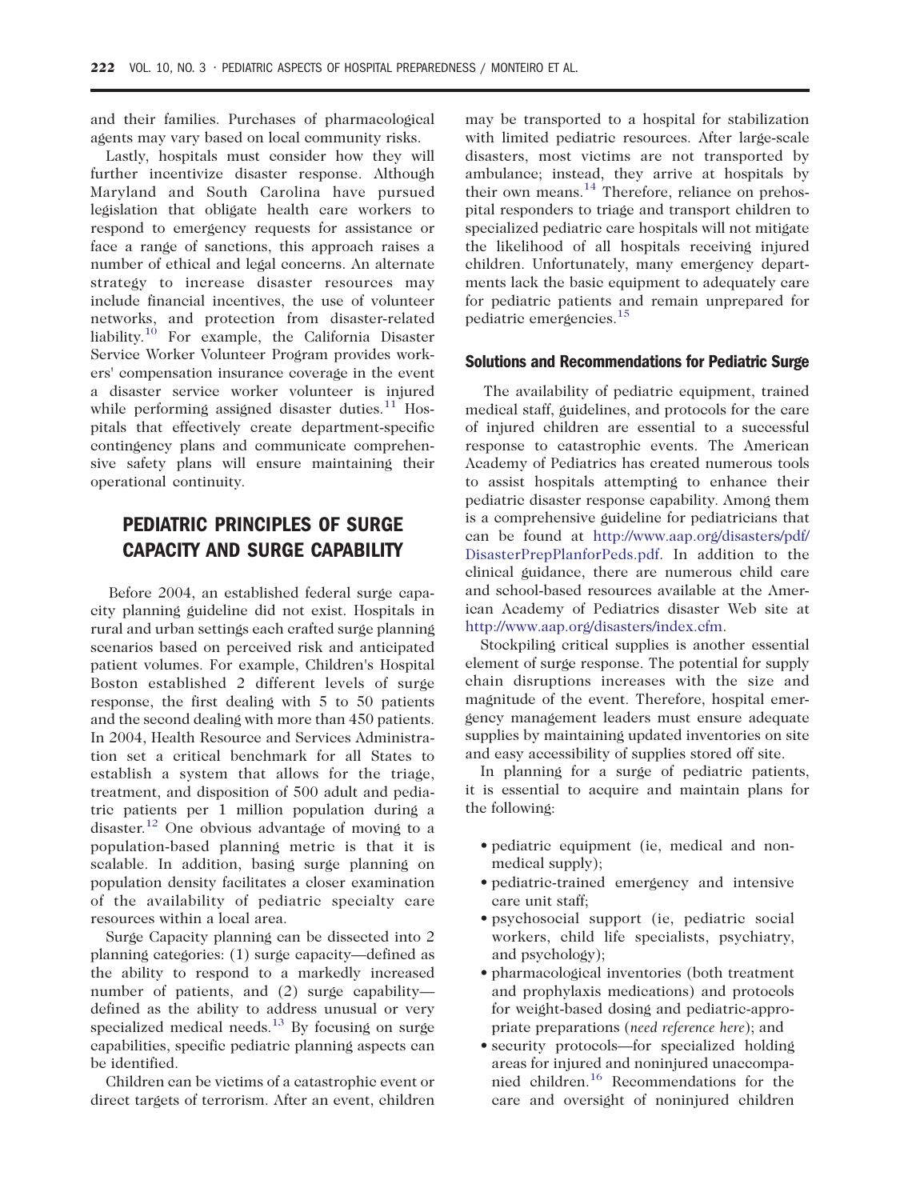and their families. Purchases of pharmacological agents may vary based on local community risks.

Lastly, hospitals must consider how they will further incentivize disaster response. Although Maryland and South Carolina have pursued legislation that obligate health care workers to respond to emergency requests for assistance or face a range of sanctions, this approach raises a number of ethical and legal concerns. An alternate strategy to increase disaster resources may include financial incentives, the use of volunteer networks, and protection from disaster-related liability.[10] For example, the California Disaster Service Worker Volunteer Program provides workers' compensation insurance coverage in the event a disaster service worker volunteer is injured while performing assigned disaster duties.[11] Hospitals that effectively create department-specific contingency plans and communicate comprehensive safety plans will ensure maintaining their operational continuity.

## PEDIATRIC PRINCIPLES OF SURGE CAPACITY AND SURGE CAPABILITY

Before 2004, an established federal surge capacity planning guideline did not exist. Hospitals in rural and urban settings each crafted surge planning scenarios based on perceived risk and anticipated patient volumes. For example, Children's Hospital Boston established 2 different levels of surge response, the first dealing with 5 to 50 patients and the second dealing with more than 450 patients. In 2004, Health Resource and Services Administration set a critical benchmark for all States to establish a system that allows for the triage, treatment, and disposition of 500 adult and pediatric patients per 1 million population during a disaster.[12] One obvious advantage of moving to a population-based planning metric is that it is scalable. In addition, basing surge planning on population density facilitates a closer examination of the availability of pediatric specialty care resources within a local area.

Surge Capacity planning can be dissected into 2 planning categories: (1) surge capacity—defined as the ability to respond to a markedly increased number of patients, and (2) surge capability—defined as the ability to address unusual or very specialized medical needs.[13] By focusing on surge capabilities, specific pediatric planning aspects can be identified.

Children can be victims of a catastrophic event or direct targets of terrorism. After an event, children may be transported to a hospital for stabilization with limited pediatric resources. After large-scale disasters, most victims are not transported by ambulance; instead, they arrive at hospitals by their own means.[14] Therefore, reliance on prehospital responders to triage and transport children to specialized pediatric care hospitals will not mitigate the likelihood of all hospitals receiving injured children. Unfortunately, many emergency departments lack the basic equipment to adequately care for pediatric patients and remain unprepared for pediatric emergencies.[15]

### Solutions and Recommendations for Pediatric Surge

The availability of pediatric equipment, trained medical staff, guidelines, and protocols for the care of injured children are essential to a successful response to catastrophic events. The American Academy of Pediatrics has created numerous tools to assist hospitals attempting to enhance their pediatric disaster response capability. Among them is a comprehensive guideline for pediatricians that can be found at http://www.aap.org/disasters/pdf/DisasterPrepPlanforPeds.pdf. In addition to the clinical guidance, there are numerous child care and school-based resources available at the American Academy of Pediatrics disaster Web site at http://www.aap.org/disasters/index.cfm.

Stockpiling critical supplies is another essential element of surge response. The potential for supply chain disruptions increases with the size and magnitude of the event. Therefore, hospital emergency management leaders must ensure adequate supplies by maintaining updated inventories on site and easy accessibility of supplies stored off site.

In planning for a surge of pediatric patients, it is essential to acquire and maintain plans for the following:

- pediatric equipment (ie, medical and nonmedical supply);
- pediatric-trained emergency and intensive care unit staff;
- psychosocial support (ie, pediatric social workers, child life specialists, psychiatry, and psychology);
- pharmacological inventories (both treatment and prophylaxis medications) and protocols for weight-based dosing and pediatric-appropriate preparations (*need reference here*); and
- security protocols—for specialized holding areas for injured and noninjured unaccompanied children.[16] Recommendations for the care and oversight of noninjured children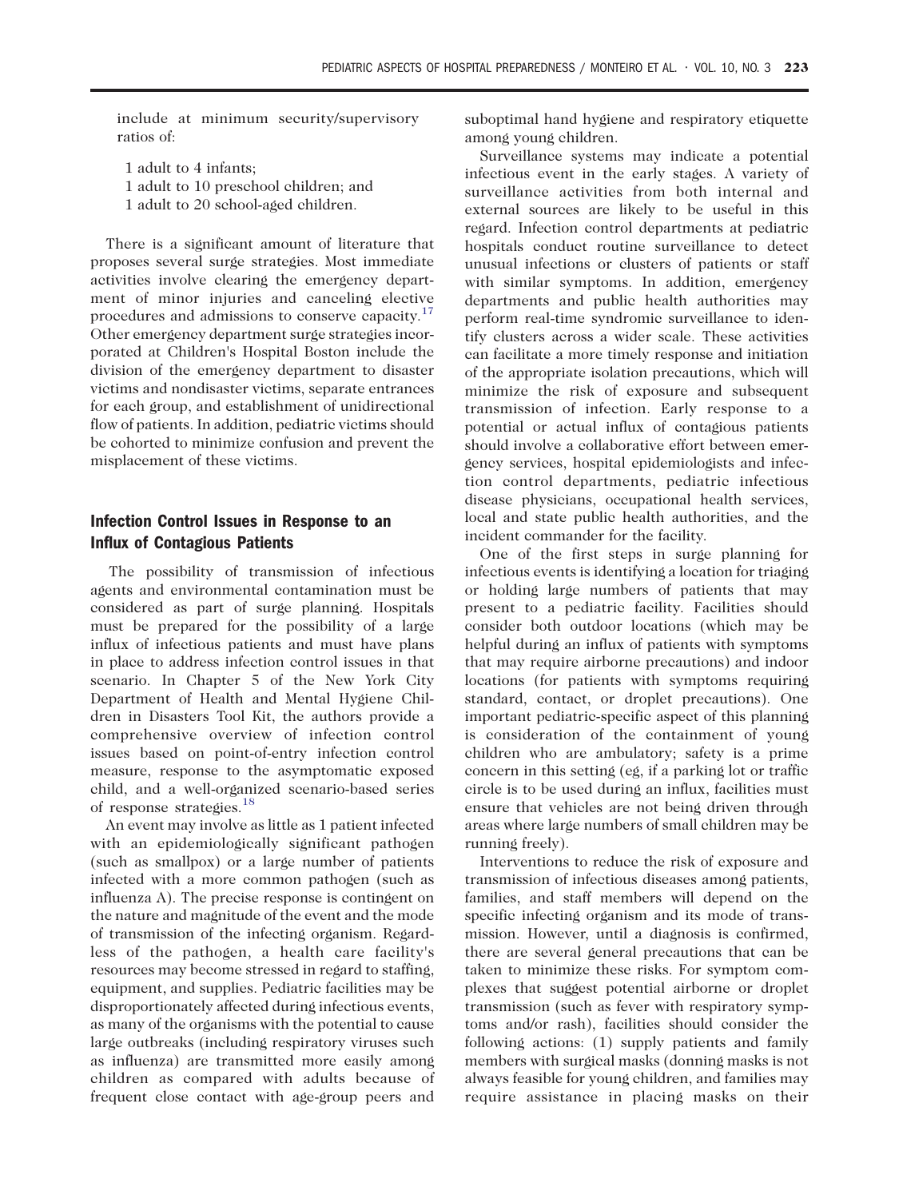include at minimum security/supervisory ratios of:

1 adult to 4 infants;
1 adult to 10 preschool children; and
1 adult to 20 school-aged children.

There is a significant amount of literature that proposes several surge strategies. Most immediate activities involve clearing the emergency department of minor injuries and canceling elective procedures and admissions to conserve capacity.[17] Other emergency department surge strategies incorporated at Children's Hospital Boston include the division of the emergency department to disaster victims and nondisaster victims, separate entrances for each group, and establishment of unidirectional flow of patients. In addition, pediatric victims should be cohorted to minimize confusion and prevent the misplacement of these victims.

## Infection Control Issues in Response to an Influx of Contagious Patients

The possibility of transmission of infectious agents and environmental contamination must be considered as part of surge planning. Hospitals must be prepared for the possibility of a large influx of infectious patients and must have plans in place to address infection control issues in that scenario. In Chapter 5 of the New York City Department of Health and Mental Hygiene Children in Disasters Tool Kit, the authors provide a comprehensive overview of infection control issues based on point-of-entry infection control measure, response to the asymptomatic exposed child, and a well-organized scenario-based series of response strategies.[18]

An event may involve as little as 1 patient infected with an epidemiologically significant pathogen (such as smallpox) or a large number of patients infected with a more common pathogen (such as influenza A). The precise response is contingent on the nature and magnitude of the event and the mode of transmission of the infecting organism. Regardless of the pathogen, a health care facility's resources may become stressed in regard to staffing, equipment, and supplies. Pediatric facilities may be disproportionately affected during infectious events, as many of the organisms with the potential to cause large outbreaks (including respiratory viruses such as influenza) are transmitted more easily among children as compared with adults because of frequent close contact with age-group peers and suboptimal hand hygiene and respiratory etiquette among young children.

Surveillance systems may indicate a potential infectious event in the early stages. A variety of surveillance activities from both internal and external sources are likely to be useful in this regard. Infection control departments at pediatric hospitals conduct routine surveillance to detect unusual infections or clusters of patients or staff with similar symptoms. In addition, emergency departments and public health authorities may perform real-time syndromic surveillance to identify clusters across a wider scale. These activities can facilitate a more timely response and initiation of the appropriate isolation precautions, which will minimize the risk of exposure and subsequent transmission of infection. Early response to a potential or actual influx of contagious patients should involve a collaborative effort between emergency services, hospital epidemiologists and infection control departments, pediatric infectious disease physicians, occupational health services, local and state public health authorities, and the incident commander for the facility.

One of the first steps in surge planning for infectious events is identifying a location for triaging or holding large numbers of patients that may present to a pediatric facility. Facilities should consider both outdoor locations (which may be helpful during an influx of patients with symptoms that may require airborne precautions) and indoor locations (for patients with symptoms requiring standard, contact, or droplet precautions). One important pediatric-specific aspect of this planning is consideration of the containment of young children who are ambulatory; safety is a prime concern in this setting (eg, if a parking lot or traffic circle is to be used during an influx, facilities must ensure that vehicles are not being driven through areas where large numbers of small children may be running freely).

Interventions to reduce the risk of exposure and transmission of infectious diseases among patients, families, and staff members will depend on the specific infecting organism and its mode of transmission. However, until a diagnosis is confirmed, there are several general precautions that can be taken to minimize these risks. For symptom complexes that suggest potential airborne or droplet transmission (such as fever with respiratory symptoms and/or rash), facilities should consider the following actions: (1) supply patients and family members with surgical masks (donning masks is not always feasible for young children, and families may require assistance in placing masks on their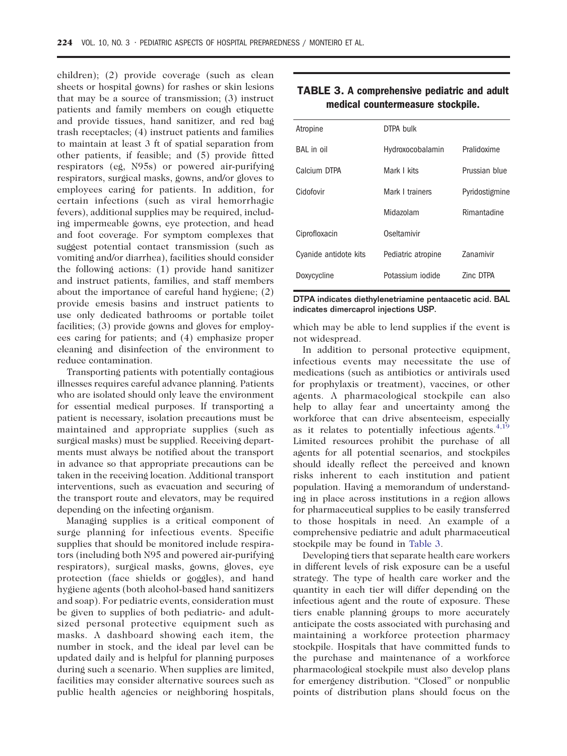children); (2) provide coverage (such as clean sheets or hospital gowns) for rashes or skin lesions that may be a source of transmission; (3) instruct patients and family members on cough etiquette and provide tissues, hand sanitizer, and red bag trash receptacles; (4) instruct patients and families to maintain at least 3 ft of spatial separation from other patients, if feasible; and (5) provide fitted respirators (eg, N95s) or powered air-purifying respirators, surgical masks, gowns, and/or gloves to employees caring for patients. In addition, for certain infections (such as viral hemorrhagic fevers), additional supplies may be required, including impermeable gowns, eye protection, and head and foot coverage. For symptom complexes that suggest potential contact transmission (such as vomiting and/or diarrhea), facilities should consider the following actions: (1) provide hand sanitizer and instruct patients, families, and staff members about the importance of careful hand hygiene; (2) provide emesis basins and instruct patients to use only dedicated bathrooms or portable toilet facilities; (3) provide gowns and gloves for employees caring for patients; and (4) emphasize proper cleaning and disinfection of the environment to reduce contamination.

Transporting patients with potentially contagious illnesses requires careful advance planning. Patients who are isolated should only leave the environment for essential medical purposes. If transporting a patient is necessary, isolation precautions must be maintained and appropriate supplies (such as surgical masks) must be supplied. Receiving departments must always be notified about the transport in advance so that appropriate precautions can be taken in the receiving location. Additional transport interventions, such as evacuation and securing of the transport route and elevators, may be required depending on the infecting organism.

Managing supplies is a critical component of surge planning for infectious events. Specific supplies that should be monitored include respirators (including both N95 and powered air-purifying respirators), surgical masks, gowns, gloves, eye protection (face shields or goggles), and hand hygiene agents (both alcohol-based hand sanitizers and soap). For pediatric events, consideration must be given to supplies of both pediatric- and adult-sized personal protective equipment such as masks. A dashboard showing each item, the number in stock, and the ideal par level can be updated daily and is helpful for planning purposes during such a scenario. When supplies are limited, facilities may consider alternative sources such as public health agencies or neighboring hospitals, which may be able to lend supplies if the event is not widespread.

**TABLE 3. A comprehensive pediatric and adult medical countermeasure stockpile.**

| | | |
|---|---|---|
| Atropine | DTPA bulk | |
| BAL in oil | Hydroxocobalamin | Pralidoxime |
| Calcium DTPA | Mark I kits | Prussian blue |
| Cidofovir | Mark I trainers | Pyridostigmine |
| | Midazolam | Rimantadine |
| Ciprofloxacin | Oseltamivir | |
| Cyanide antidote kits | Pediatric atropine | Zanamivir |
| Doxycycline | Potassium iodide | Zinc DTPA |

DTPA indicates diethylenetriamine pentaacetic acid. BAL indicates dimercaprol injections USP.

In addition to personal protective equipment, infectious events may necessitate the use of medications (such as antibiotics or antivirals used for prophylaxis or treatment), vaccines, or other agents. A pharmacological stockpile can also help to allay fear and uncertainty among the workforce that can drive absenteeism, especially as it relates to potentially infectious agents.[4,19] Limited resources prohibit the purchase of all agents for all potential scenarios, and stockpiles should ideally reflect the perceived and known risks inherent to each institution and patient population. Having a memorandum of understanding in place across institutions in a region allows for pharmaceutical supplies to be easily transferred to those hospitals in need. An example of a comprehensive pediatric and adult pharmaceutical stockpile may be found in Table 3.

Developing tiers that separate health care workers in different levels of risk exposure can be a useful strategy. The type of health care worker and the quantity in each tier will differ depending on the infectious agent and the route of exposure. These tiers enable planning groups to more accurately anticipate the costs associated with purchasing and maintaining a workforce protection pharmacy stockpile. Hospitals that have committed funds to the purchase and maintenance of a workforce pharmacological stockpile must also develop plans for emergency distribution. "Closed" or nonpublic points of distribution plans should focus on the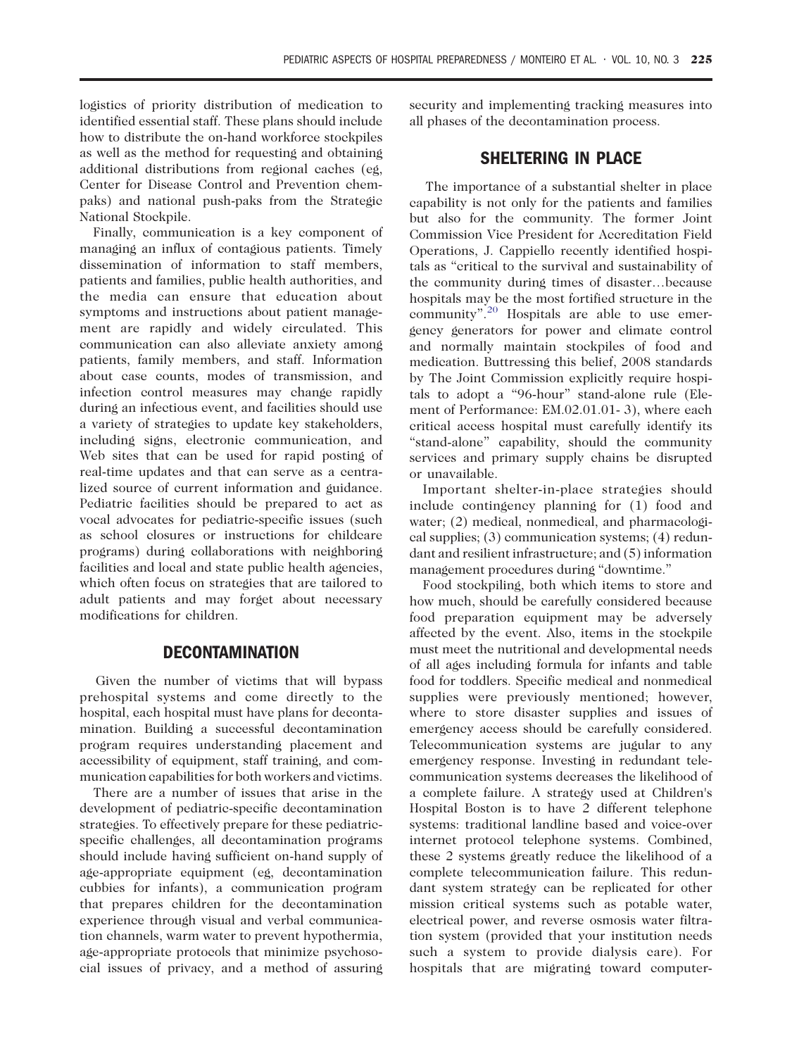logistics of priority distribution of medication to identified essential staff. These plans should include how to distribute the on-hand workforce stockpiles as well as the method for requesting and obtaining additional distributions from regional caches (eg, Center for Disease Control and Prevention chempaks) and national push-paks from the Strategic National Stockpile.

Finally, communication is a key component of managing an influx of contagious patients. Timely dissemination of information to staff members, patients and families, public health authorities, and the media can ensure that education about symptoms and instructions about patient management are rapidly and widely circulated. This communication can also alleviate anxiety among patients, family members, and staff. Information about case counts, modes of transmission, and infection control measures may change rapidly during an infectious event, and facilities should use a variety of strategies to update key stakeholders, including signs, electronic communication, and Web sites that can be used for rapid posting of real-time updates and that can serve as a centralized source of current information and guidance. Pediatric facilities should be prepared to act as vocal advocates for pediatric-specific issues (such as school closures or instructions for childcare programs) during collaborations with neighboring facilities and local and state public health agencies, which often focus on strategies that are tailored to adult patients and may forget about necessary modifications for children.

## DECONTAMINATION

Given the number of victims that will bypass prehospital systems and come directly to the hospital, each hospital must have plans for decontamination. Building a successful decontamination program requires understanding placement and accessibility of equipment, staff training, and communication capabilities for both workers and victims.

There are a number of issues that arise in the development of pediatric-specific decontamination strategies. To effectively prepare for these pediatric-specific challenges, all decontamination programs should include having sufficient on-hand supply of age-appropriate equipment (eg, decontamination cubbies for infants), a communication program that prepares children for the decontamination experience through visual and verbal communication channels, warm water to prevent hypothermia, age-appropriate protocols that minimize psychosocial issues of privacy, and a method of assuring security and implementing tracking measures into all phases of the decontamination process.

## SHELTERING IN PLACE

The importance of a substantial shelter in place capability is not only for the patients and families but also for the community. The former Joint Commission Vice President for Accreditation Field Operations, J. Cappiello recently identified hospitals as "critical to the survival and sustainability of the community during times of disaster…because hospitals may be the most fortified structure in the community".[20] Hospitals are able to use emergency generators for power and climate control and normally maintain stockpiles of food and medication. Buttressing this belief, 2008 standards by The Joint Commission explicitly require hospitals to adopt a "96-hour" stand-alone rule (Element of Performance: EM.02.01.01- 3), where each critical access hospital must carefully identify its "stand-alone" capability, should the community services and primary supply chains be disrupted or unavailable.

Important shelter-in-place strategies should include contingency planning for (1) food and water; (2) medical, nonmedical, and pharmacological supplies; (3) communication systems; (4) redundant and resilient infrastructure; and (5) information management procedures during "downtime."

Food stockpiling, both which items to store and how much, should be carefully considered because food preparation equipment may be adversely affected by the event. Also, items in the stockpile must meet the nutritional and developmental needs of all ages including formula for infants and table food for toddlers. Specific medical and nonmedical supplies were previously mentioned; however, where to store disaster supplies and issues of emergency access should be carefully considered. Telecommunication systems are jugular to any emergency response. Investing in redundant telecommunication systems decreases the likelihood of a complete failure. A strategy used at Children's Hospital Boston is to have 2 different telephone systems: traditional landline based and voice-over internet protocol telephone systems. Combined, these 2 systems greatly reduce the likelihood of a complete telecommunication failure. This redundant system strategy can be replicated for other mission critical systems such as potable water, electrical power, and reverse osmosis water filtration system (provided that your institution needs such a system to provide dialysis care). For hospitals that are migrating toward computer-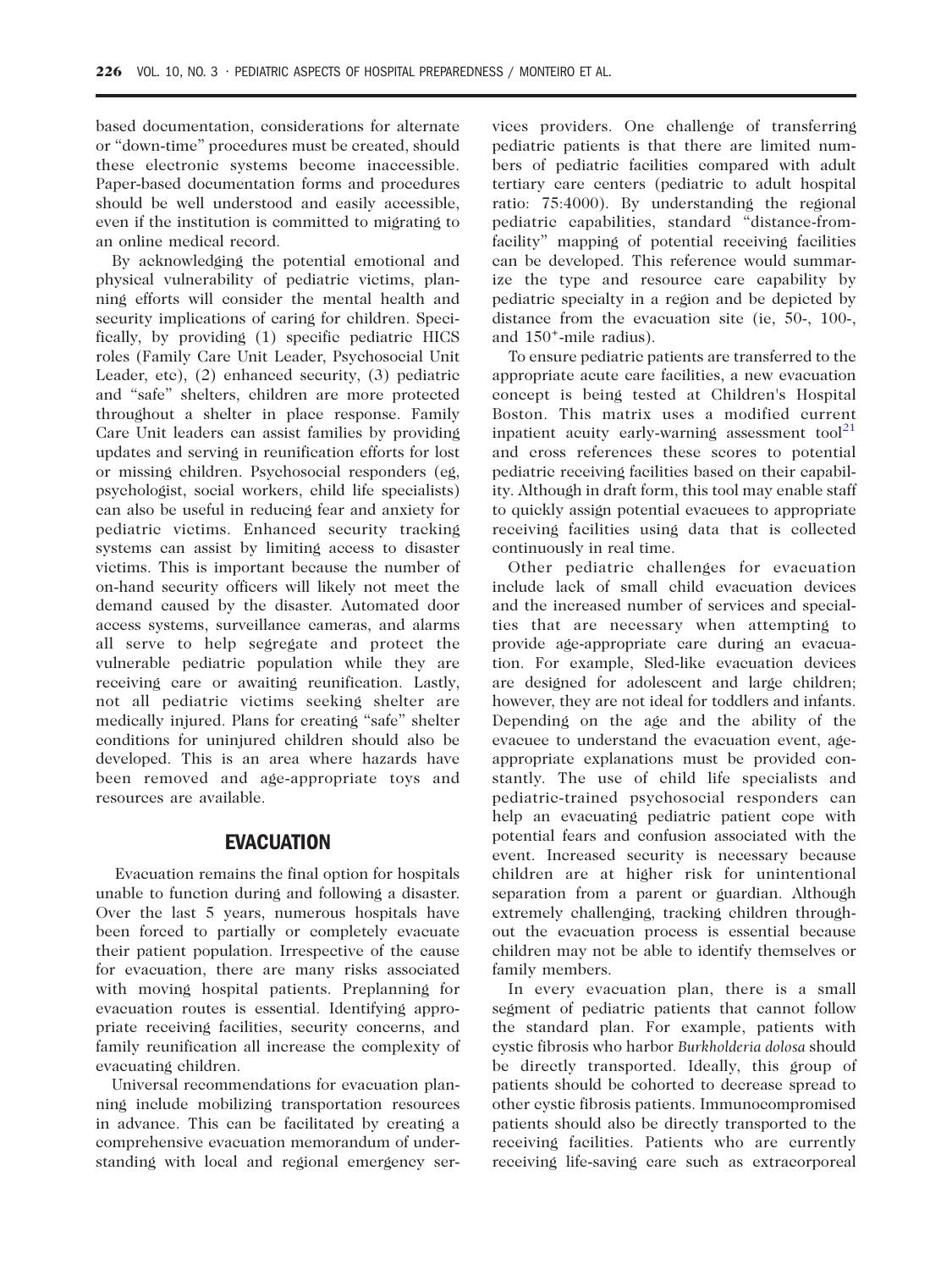based documentation, considerations for alternate or "down-time" procedures must be created, should these electronic systems become inaccessible. Paper-based documentation forms and procedures should be well understood and easily accessible, even if the institution is committed to migrating to an online medical record.

By acknowledging the potential emotional and physical vulnerability of pediatric victims, planning efforts will consider the mental health and security implications of caring for children. Specifically, by providing (1) specific pediatric HICS roles (Family Care Unit Leader, Psychosocial Unit Leader, etc), (2) enhanced security, (3) pediatric and "safe" shelters, children are more protected throughout a shelter in place response. Family Care Unit leaders can assist families by providing updates and serving in reunification efforts for lost or missing children. Psychosocial responders (eg, psychologist, social workers, child life specialists) can also be useful in reducing fear and anxiety for pediatric victims. Enhanced security tracking systems can assist by limiting access to disaster victims. This is important because the number of on-hand security officers will likely not meet the demand caused by the disaster. Automated door access systems, surveillance cameras, and alarms all serve to help segregate and protect the vulnerable pediatric population while they are receiving care or awaiting reunification. Lastly, not all pediatric victims seeking shelter are medically injured. Plans for creating "safe" shelter conditions for uninjured children should also be developed. This is an area where hazards have been removed and age-appropriate toys and resources are available.

## EVACUATION

Evacuation remains the final option for hospitals unable to function during and following a disaster. Over the last 5 years, numerous hospitals have been forced to partially or completely evacuate their patient population. Irrespective of the cause for evacuation, there are many risks associated with moving hospital patients. Preplanning for evacuation routes is essential. Identifying appropriate receiving facilities, security concerns, and family reunification all increase the complexity of evacuating children.

Universal recommendations for evacuation planning include mobilizing transportation resources in advance. This can be facilitated by creating a comprehensive evacuation memorandum of understanding with local and regional emergency services providers. One challenge of transferring pediatric patients is that there are limited numbers of pediatric facilities compared with adult tertiary care centers (pediatric to adult hospital ratio: 75:4000). By understanding the regional pediatric capabilities, standard "distance-from-facility" mapping of potential receiving facilities can be developed. This reference would summarize the type and resource care capability by pediatric specialty in a region and be depicted by distance from the evacuation site (ie, 50-, 100-, and 150+-mile radius).

To ensure pediatric patients are transferred to the appropriate acute care facilities, a new evacuation concept is being tested at Children's Hospital Boston. This matrix uses a modified current inpatient acuity early-warning assessment tool[21] and cross references these scores to potential pediatric receiving facilities based on their capability. Although in draft form, this tool may enable staff to quickly assign potential evacuees to appropriate receiving facilities using data that is collected continuously in real time.

Other pediatric challenges for evacuation include lack of small child evacuation devices and the increased number of services and specialties that are necessary when attempting to provide age-appropriate care during an evacuation. For example, Sled-like evacuation devices are designed for adolescent and large children; however, they are not ideal for toddlers and infants. Depending on the age and the ability of the evacuee to understand the evacuation event, age-appropriate explanations must be provided constantly. The use of child life specialists and pediatric-trained psychosocial responders can help an evacuating pediatric patient cope with potential fears and confusion associated with the event. Increased security is necessary because children are at higher risk for unintentional separation from a parent or guardian. Although extremely challenging, tracking children throughout the evacuation process is essential because children may not be able to identify themselves or family members.

In every evacuation plan, there is a small segment of pediatric patients that cannot follow the standard plan. For example, patients with cystic fibrosis who harbor *Burkholderia dolosa* should be directly transported. Ideally, this group of patients should be cohorted to decrease spread to other cystic fibrosis patients. Immunocompromised patients should also be directly transported to the receiving facilities. Patients who are currently receiving life-saving care such as extracorporeal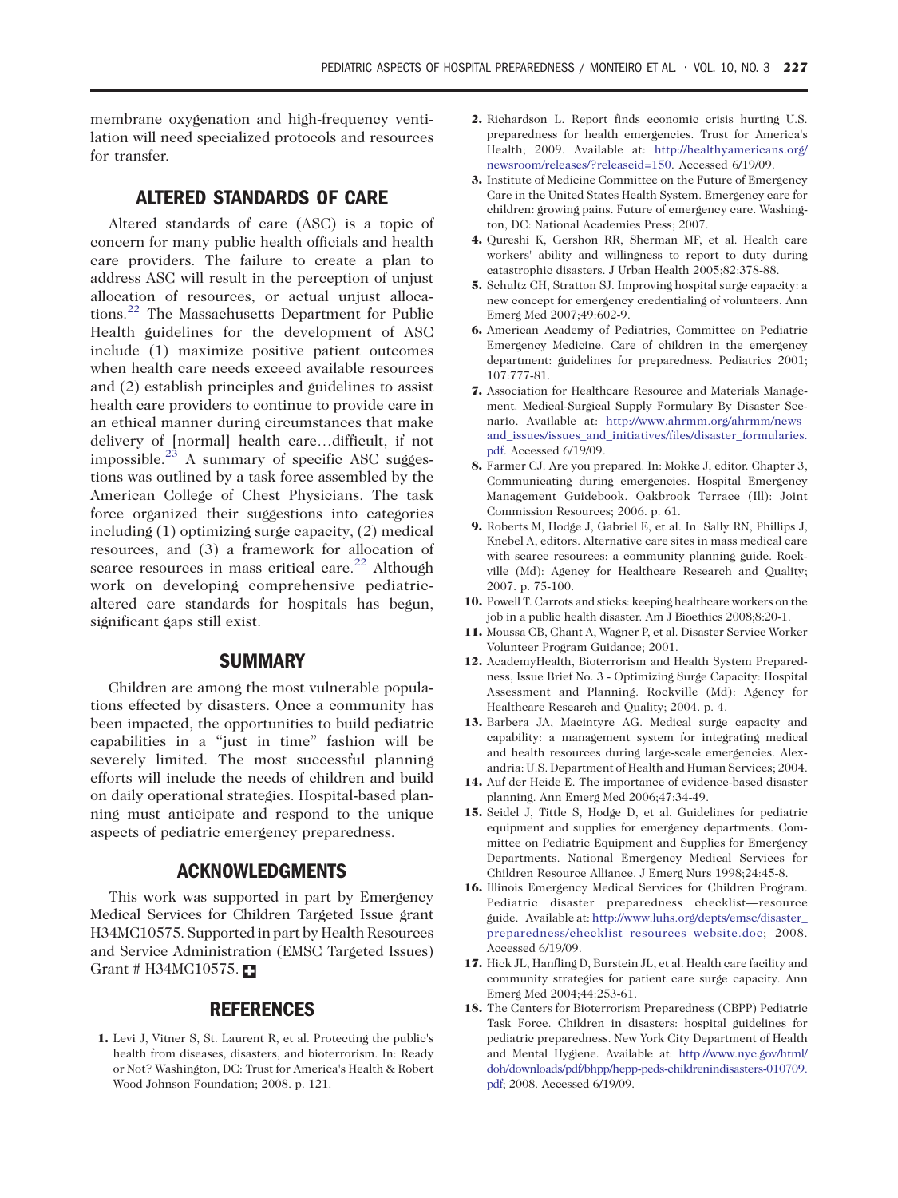membrane oxygenation and high-frequency ventilation will need specialized protocols and resources for transfer.

## ALTERED STANDARDS OF CARE

Altered standards of care (ASC) is a topic of concern for many public health officials and health care providers. The failure to create a plan to address ASC will result in the perception of unjust allocation of resources, or actual unjust allocations.[22] The Massachusetts Department for Public Health guidelines for the development of ASC include (1) maximize positive patient outcomes when health care needs exceed available resources and (2) establish principles and guidelines to assist health care providers to continue to provide care in an ethical manner during circumstances that make delivery of [normal] health care…difficult, if not impossible.[23] A summary of specific ASC suggestions was outlined by a task force assembled by the American College of Chest Physicians. The task force organized their suggestions into categories including (1) optimizing surge capacity, (2) medical resources, and (3) a framework for allocation of scarce resources in mass critical care.[22] Although work on developing comprehensive pediatric-altered care standards for hospitals has begun, significant gaps still exist.

## SUMMARY

Children are among the most vulnerable populations effected by disasters. Once a community has been impacted, the opportunities to build pediatric capabilities in a "just in time" fashion will be severely limited. The most successful planning efforts will include the needs of children and build on daily operational strategies. Hospital-based planning must anticipate and respond to the unique aspects of pediatric emergency preparedness.

## ACKNOWLEDGMENTS

This work was supported in part by Emergency Medical Services for Children Targeted Issue grant H34MC10575. Supported in part by Health Resources and Service Administration (EMSC Targeted Issues) Grant # H34MC10575.

## REFERENCES

1. Levi J, Vitner S, St. Laurent R, et al. Protecting the public's health from diseases, disasters, and bioterrorism. In: Ready or Not? Washington, DC: Trust for America's Health & Robert Wood Johnson Foundation; 2008. p. 121.
2. Richardson L. Report finds economic crisis hurting U.S. preparedness for health emergencies. Trust for America's Health; 2009. Available at: http://healthyamericans.org/newsroom/releases/?releaseid=150. Accessed 6/19/09.
3. Institute of Medicine Committee on the Future of Emergency Care in the United States Health System. Emergency care for children: growing pains. Future of emergency care. Washington, DC: National Academies Press; 2007.
4. Qureshi K, Gershon RR, Sherman MF, et al. Health care workers' ability and willingness to report to duty during catastrophic disasters. J Urban Health 2005;82:378-88.
5. Schultz CH, Stratton SJ. Improving hospital surge capacity: a new concept for emergency credentialing of volunteers. Ann Emerg Med 2007;49:602-9.
6. American Academy of Pediatrics, Committee on Pediatric Emergency Medicine. Care of children in the emergency department: guidelines for preparedness. Pediatrics 2001; 107:777-81.
7. Association for Healthcare Resource and Materials Management. Medical-Surgical Supply Formulary By Disaster Scenario. Available at: http://www.ahrmm.org/ahrmm/news_and_issues/issues_and_initiatives/files/disaster_formularies.pdf. Accessed 6/19/09.
8. Farmer CJ. Are you prepared. In: Mokke J, editor. Chapter 3, Communicating during emergencies. Hospital Emergency Management Guidebook. Oakbrook Terrace (Ill): Joint Commission Resources; 2006. p. 61.
9. Roberts M, Hodge J, Gabriel E, et al. In: Sally RN, Phillips J, Knebel A, editors. Alternative care sites in mass medical care with scarce resources: a community planning guide. Rockville (Md): Agency for Healthcare Research and Quality; 2007. p. 75-100.
10. Powell T. Carrots and sticks: keeping healthcare workers on the job in a public health disaster. Am J Bioethics 2008;8:20-1.
11. Moussa CB, Chant A, Wagner P, et al. Disaster Service Worker Volunteer Program Guidance; 2001.
12. AcademyHealth, Bioterrorism and Health System Preparedness, Issue Brief No. 3 - Optimizing Surge Capacity: Hospital Assessment and Planning. Rockville (Md): Agency for Healthcare Research and Quality; 2004. p. 4.
13. Barbera JA, Macintyre AG. Medical surge capacity and capability: a management system for integrating medical and health resources during large-scale emergencies. Alexandria: U.S. Department of Health and Human Services; 2004.
14. Auf der Heide E. The importance of evidence-based disaster planning. Ann Emerg Med 2006;47:34-49.
15. Seidel J, Tittle S, Hodge D, et al. Guidelines for pediatric equipment and supplies for emergency departments. Committee on Pediatric Equipment and Supplies for Emergency Departments. National Emergency Medical Services for Children Resource Alliance. J Emerg Nurs 1998;24:45-8.
16. Illinois Emergency Medical Services for Children Program. Pediatric disaster preparedness checklist—resource guide. Available at: http://www.luhs.org/depts/emsc/disaster_preparedness/checklist_resources_website.doc; 2008. Accessed 6/19/09.
17. Hick JL, Hanfling D, Burstein JL, et al. Health care facility and community strategies for patient care surge capacity. Ann Emerg Med 2004;44:253-61.
18. The Centers for Bioterrorism Preparedness (CBPP) Pediatric Task Force. Children in disasters: hospital guidelines for pediatric preparedness. New York City Department of Health and Mental Hygiene. Available at: http://www.nyc.gov/html/doh/downloads/pdf/bhpp/hepp-peds-childrenindisasters-010709.pdf; 2008. Accessed 6/19/09.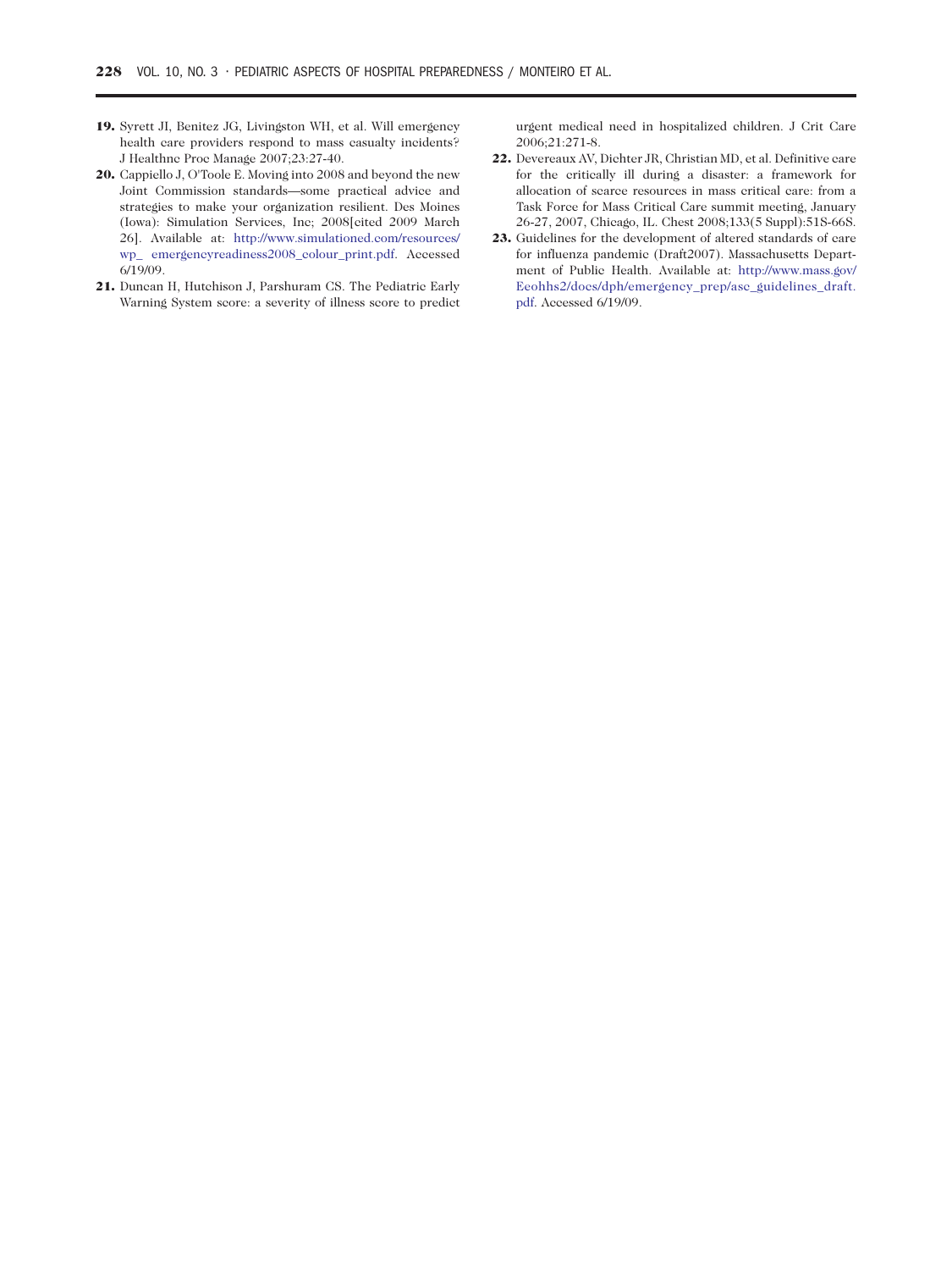19. Syrett JI, Benitez JG, Livingston WH, et al. Will emergency health care providers respond to mass casualty incidents? J Healthc Proc Manage 2007;23:27-40.
20. Cappiello J, O'Toole E. Moving into 2008 and beyond the new Joint Commission standards—some practical advice and strategies to make your organization resilient. Des Moines (Iowa): Simulation Services, Inc; 2008[cited 2009 March 26]. Available at: http://www.simulationed.com/resources/wp_ emergencyreadiness2008_colour_print.pdf. Accessed 6/19/09.
21. Duncan H, Hutchison J, Parshuram CS. The Pediatric Early Warning System score: a severity of illness score to predict urgent medical need in hospitalized children. J Crit Care 2006;21:271-8.
22. Devereaux AV, Dichter JR, Christian MD, et al. Definitive care for the critically ill during a disaster: a framework for allocation of scarce resources in mass critical care: from a Task Force for Mass Critical Care summit meeting, January 26-27, 2007, Chicago, IL. Chest 2008;133(5 Suppl):51S-66S.
23. Guidelines for the development of altered standards of care for influenza pandemic (Draft2007). Massachusetts Department of Public Health. Available at: http://www.mass.gov/Eeohhs2/docs/dph/emergency_prep/asc_guidelines_draft.pdf. Accessed 6/19/09.